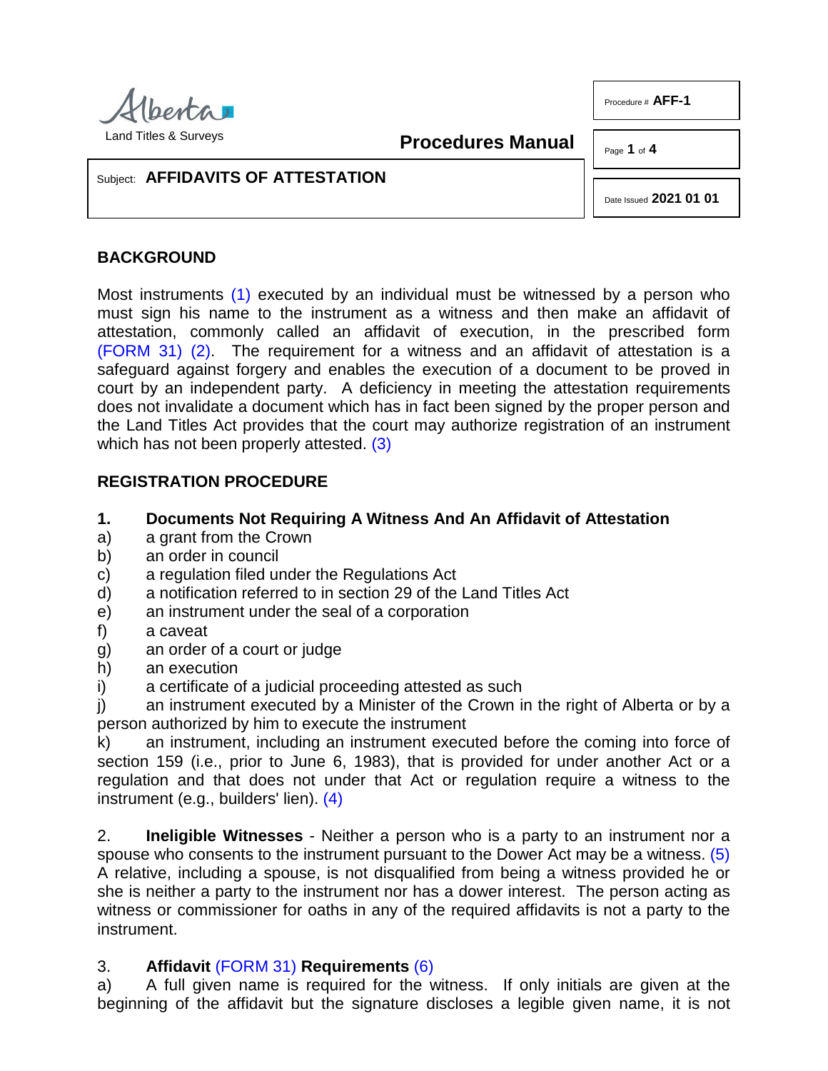Alberta
Land Titles & Surveys

**Procedures Manual**

Procedure # **AFF-1**

Date Issued **2021 01 01**

Subject: **AFFIDAVITS OF ATTESTATION**

## BACKGROUND

Most instruments (1) executed by an individual must be witnessed by a person who must sign his name to the instrument as a witness and then make an affidavit of attestation, commonly called an affidavit of execution, in the prescribed form (FORM 31) (2). The requirement for a witness and an affidavit of attestation is a safeguard against forgery and enables the execution of a document to be proved in court by an independent party. A deficiency in meeting the attestation requirements does not invalidate a document which has in fact been signed by the proper person and the Land Titles Act provides that the court may authorize registration of an instrument which has not been properly attested. (3)

## REGISTRATION PROCEDURE

**1. Documents Not Requiring A Witness And An Affidavit of Attestation**

a) a grant from the Crown
b) an order in council
c) a regulation filed under the Regulations Act
d) a notification referred to in section 29 of the Land Titles Act
e) an instrument under the seal of a corporation
f) a caveat
g) an order of a court or judge
h) an execution
i) a certificate of a judicial proceeding attested as such
j) an instrument executed by a Minister of the Crown in the right of Alberta or by a person authorized by him to execute the instrument
k) an instrument, including an instrument executed before the coming into force of section 159 (i.e., prior to June 6, 1983), that is provided for under another Act or a regulation and that does not under that Act or regulation require a witness to the instrument (e.g., builders' lien). (4)

2. **Ineligible Witnesses** - Neither a person who is a party to an instrument nor a spouse who consents to the instrument pursuant to the Dower Act may be a witness. (5) A relative, including a spouse, is not disqualified from being a witness provided he or she is neither a party to the instrument nor has a dower interest. The person acting as witness or commissioner for oaths in any of the required affidavits is not a party to the instrument.

3. **Affidavit (FORM 31) Requirements (6)**

a) A full given name is required for the witness. If only initials are given at the beginning of the affidavit but the signature discloses a legible given name, it is not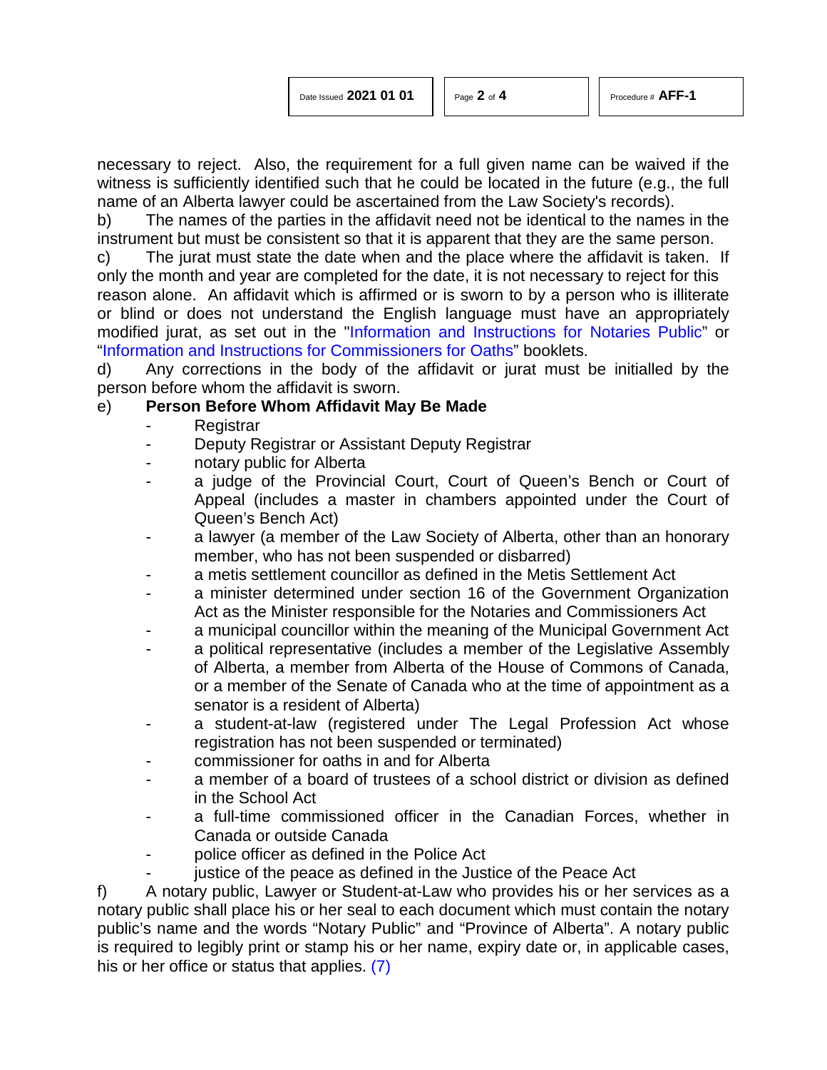necessary to reject. Also, the requirement for a full given name can be waived if the witness is sufficiently identified such that he could be located in the future (e.g., the full name of an Alberta lawyer could be ascertained from the Law Society's records).

b) The names of the parties in the affidavit need not be identical to the names in the instrument but must be consistent so that it is apparent that they are the same person.

c) The jurat must state the date when and the place where the affidavit is taken. If only the month and year are completed for the date, it is not necessary to reject for this reason alone. An affidavit which is affirmed or is sworn to by a person who is illiterate or blind or does not understand the English language must have an appropriately modified jurat, as set out in the "Information and Instructions for Notaries Public" or "Information and Instructions for Commissioners for Oaths" booklets.

d) Any corrections in the body of the affidavit or jurat must be initialled by the person before whom the affidavit is sworn.

e) **Person Before Whom Affidavit May Be Made**

- Registrar
- Deputy Registrar or Assistant Deputy Registrar
- notary public for Alberta
- a judge of the Provincial Court, Court of Queen's Bench or Court of Appeal (includes a master in chambers appointed under the Court of Queen's Bench Act)
- a lawyer (a member of the Law Society of Alberta, other than an honorary member, who has not been suspended or disbarred)
- a metis settlement councillor as defined in the Metis Settlement Act
- a minister determined under section 16 of the Government Organization Act as the Minister responsible for the Notaries and Commissioners Act
- a municipal councillor within the meaning of the Municipal Government Act
- a political representative (includes a member of the Legislative Assembly of Alberta, a member from Alberta of the House of Commons of Canada, or a member of the Senate of Canada who at the time of appointment as a senator is a resident of Alberta)
- a student-at-law (registered under The Legal Profession Act whose registration has not been suspended or terminated)
- commissioner for oaths in and for Alberta
- a member of a board of trustees of a school district or division as defined in the School Act
- a full-time commissioned officer in the Canadian Forces, whether in Canada or outside Canada
- police officer as defined in the Police Act
- justice of the peace as defined in the Justice of the Peace Act

f) A notary public, Lawyer or Student-at-Law who provides his or her services as a notary public shall place his or her seal to each document which must contain the notary public's name and the words "Notary Public" and "Province of Alberta". A notary public is required to legibly print or stamp his or her name, expiry date or, in applicable cases, his or her office or status that applies. (7)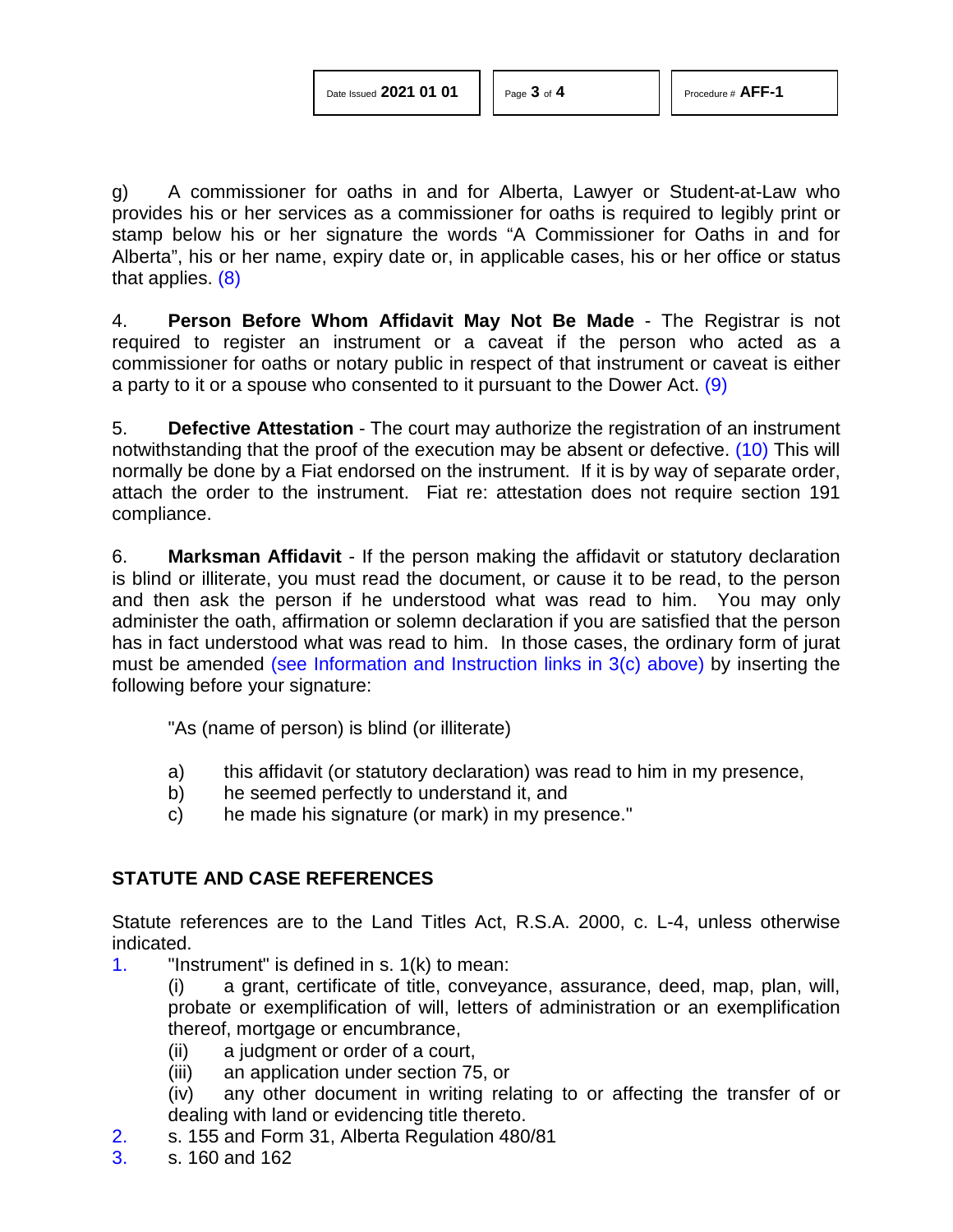g) A commissioner for oaths in and for Alberta, Lawyer or Student-at-Law who provides his or her services as a commissioner for oaths is required to legibly print or stamp below his or her signature the words "A Commissioner for Oaths in and for Alberta", his or her name, expiry date or, in applicable cases, his or her office or status that applies. (8)

4. **Person Before Whom Affidavit May Not Be Made** - The Registrar is not required to register an instrument or a caveat if the person who acted as a commissioner for oaths or notary public in respect of that instrument or caveat is either a party to it or a spouse who consented to it pursuant to the Dower Act. (9)

5. **Defective Attestation** - The court may authorize the registration of an instrument notwithstanding that the proof of the execution may be absent or defective. (10) This will normally be done by a Fiat endorsed on the instrument. If it is by way of separate order, attach the order to the instrument. Fiat re: attestation does not require section 191 compliance.

6. **Marksman Affidavit** - If the person making the affidavit or statutory declaration is blind or illiterate, you must read the document, or cause it to be read, to the person and then ask the person if he understood what was read to him. You may only administer the oath, affirmation or solemn declaration if you are satisfied that the person has in fact understood what was read to him. In those cases, the ordinary form of jurat must be amended (see Information and Instruction links in 3(c) above) by inserting the following before your signature:

"As (name of person) is blind (or illiterate)

a) this affidavit (or statutory declaration) was read to him in my presence,
b) he seemed perfectly to understand it, and
c) he made his signature (or mark) in my presence."

## STATUTE AND CASE REFERENCES

Statute references are to the Land Titles Act, R.S.A. 2000, c. L-4, unless otherwise indicated.

1. "Instrument" is defined in s. 1(k) to mean:
   (i) a grant, certificate of title, conveyance, assurance, deed, map, plan, will, probate or exemplification of will, letters of administration or an exemplification thereof, mortgage or encumbrance,
   (ii) a judgment or order of a court,
   (iii) an application under section 75, or
   (iv) any other document in writing relating to or affecting the transfer of or dealing with land or evidencing title thereto.
2. s. 155 and Form 31, Alberta Regulation 480/81
3. s. 160 and 162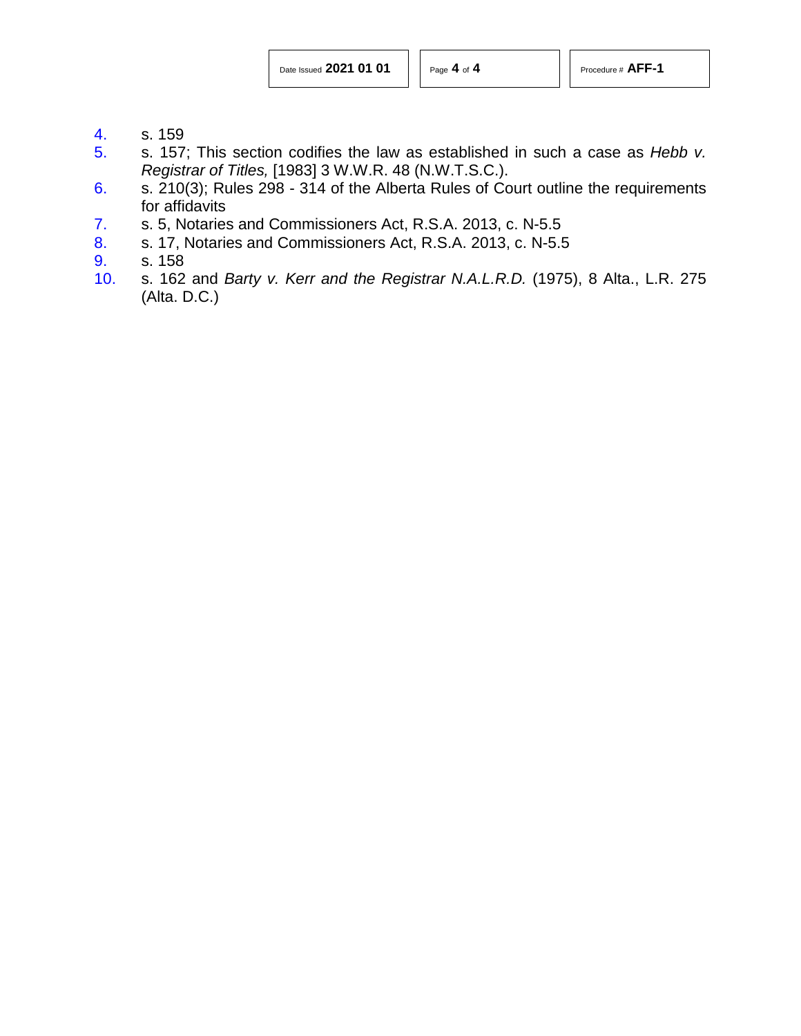4. s. 159
5. s. 157; This section codifies the law as established in such a case as *Hebb v. Registrar of Titles,* [1983] 3 W.W.R. 48 (N.W.T.S.C.).
6. s. 210(3); Rules 298 - 314 of the Alberta Rules of Court outline the requirements for affidavits
7. s. 5, Notaries and Commissioners Act, R.S.A. 2013, c. N-5.5
8. s. 17, Notaries and Commissioners Act, R.S.A. 2013, c. N-5.5
9. s. 158
10. s. 162 and *Barty v. Kerr and the Registrar N.A.L.R.D.* (1975), 8 Alta., L.R. 275 (Alta. D.C.)